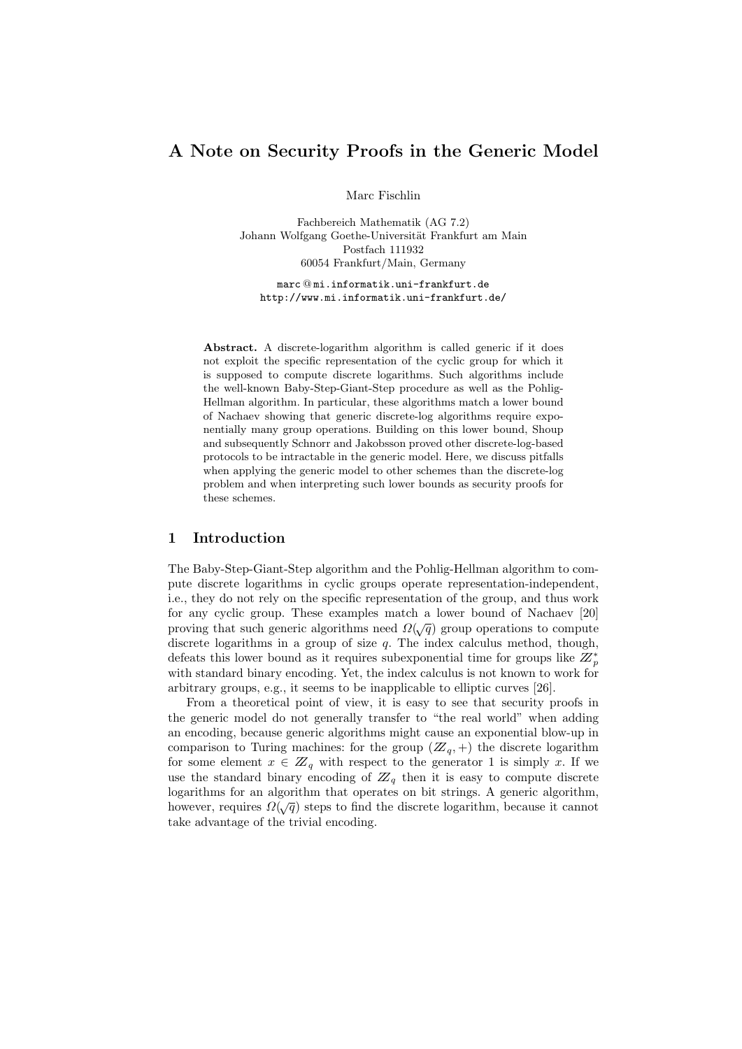# A Note on Security Proofs in the Generic Model

Marc Fischlin

Fachbereich Mathematik (AG 7.2)
Johann Wolfgang Goethe-Universität Frankfurt am Main
Postfach 111932
60054 Frankfurt/Main, Germany

marc@mi.informatik.uni-frankfurt.de
http://www.mi.informatik.uni-frankfurt.de/

**Abstract.** A discrete-logarithm algorithm is called generic if it does not exploit the specific representation of the cyclic group for which it is supposed to compute discrete logarithms. Such algorithms include the well-known Baby-Step-Giant-Step procedure as well as the Pohlig-Hellman algorithm. In particular, these algorithms match a lower bound of Nachaev showing that generic discrete-log algorithms require exponentially many group operations. Building on this lower bound, Shoup and subsequently Schnorr and Jakobsson proved other discrete-log-based protocols to be intractable in the generic model. Here, we discuss pitfalls when applying the generic model to other schemes than the discrete-log problem and when interpreting such lower bounds as security proofs for these schemes.

## 1 Introduction

The Baby-Step-Giant-Step algorithm and the Pohlig-Hellman algorithm to compute discrete logarithms in cyclic groups operate representation-independent, i.e., they do not rely on the specific representation of the group, and thus work for any cyclic group. These examples match a lower bound of Nachaev [20] proving that such generic algorithms need $\Omega(\sqrt{q})$ group operations to compute discrete logarithms in a group of size $q$. The index calculus method, though, defeats this lower bound as it requires subexponential time for groups like $\mathbb{Z}_p^*$ with standard binary encoding. Yet, the index calculus is not known to work for arbitrary groups, e.g., it seems to be inapplicable to elliptic curves [26].

From a theoretical point of view, it is easy to see that security proofs in the generic model do not generally transfer to "the real world" when adding an encoding, because generic algorithms might cause an exponential blow-up in comparison to Turing machines: for the group $(\mathbb{Z}_q, +)$ the discrete logarithm for some element $x \in \mathbb{Z}_q$ with respect to the generator 1 is simply $x$. If we use the standard binary encoding of $\mathbb{Z}_q$ then it is easy to compute discrete logarithms for an algorithm that operates on bit strings. A generic algorithm, however, requires $\Omega(\sqrt{q})$ steps to find the discrete logarithm, because it cannot take advantage of the trivial encoding.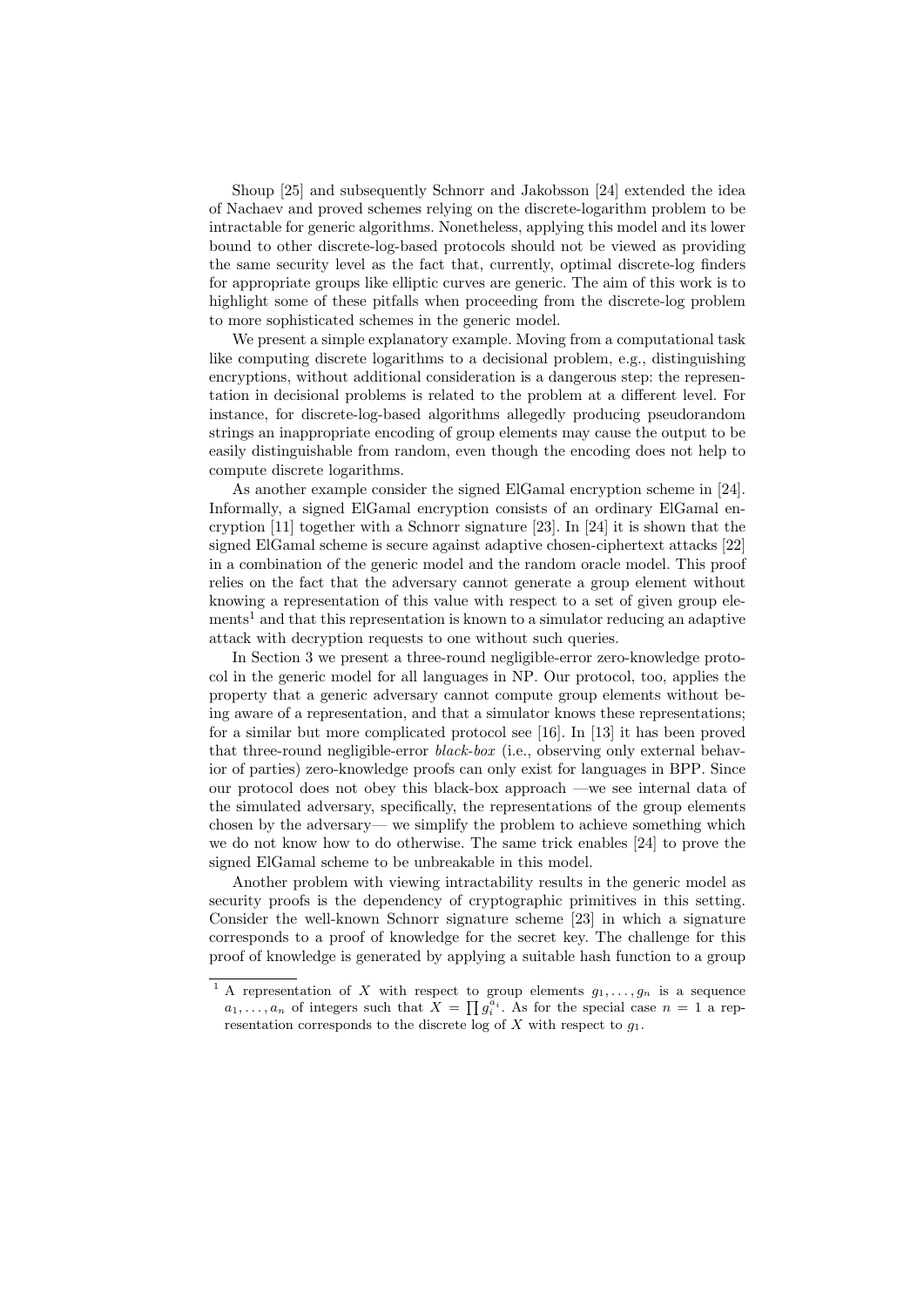Shoup [25] and subsequently Schnorr and Jakobsson [24] extended the idea of Nachaev and proved schemes relying on the discrete-logarithm problem to be intractable for generic algorithms. Nonetheless, applying this model and its lower bound to other discrete-log-based protocols should not be viewed as providing the same security level as the fact that, currently, optimal discrete-log finders for appropriate groups like elliptic curves are generic. The aim of this work is to highlight some of these pitfalls when proceeding from the discrete-log problem to more sophisticated schemes in the generic model.

We present a simple explanatory example. Moving from a computational task like computing discrete logarithms to a decisional problem, e.g., distinguishing encryptions, without additional consideration is a dangerous step: the representation in decisional problems is related to the problem at a different level. For instance, for discrete-log-based algorithms allegedly producing pseudorandom strings an inappropriate encoding of group elements may cause the output to be easily distinguishable from random, even though the encoding does not help to compute discrete logarithms.

As another example consider the signed ElGamal encryption scheme in [24]. Informally, a signed ElGamal encryption consists of an ordinary ElGamal encryption [11] together with a Schnorr signature [23]. In [24] it is shown that the signed ElGamal scheme is secure against adaptive chosen-ciphertext attacks [22] in a combination of the generic model and the random oracle model. This proof relies on the fact that the adversary cannot generate a group element without knowing a representation of this value with respect to a set of given group elements[1] and that this representation is known to a simulator reducing an adaptive attack with decryption requests to one without such queries.

In Section 3 we present a three-round negligible-error zero-knowledge protocol in the generic model for all languages in NP. Our protocol, too, applies the property that a generic adversary cannot compute group elements without being aware of a representation, and that a simulator knows these representations; for a similar but more complicated protocol see [16]. In [13] it has been proved that three-round negligible-error *black-box* (i.e., observing only external behavior of parties) zero-knowledge proofs can only exist for languages in BPP. Since our protocol does not obey this black-box approach —we see internal data of the simulated adversary, specifically, the representations of the group elements chosen by the adversary— we simplify the problem to achieve something which we do not know how to do otherwise. The same trick enables [24] to prove the signed ElGamal scheme to be unbreakable in this model.

Another problem with viewing intractability results in the generic model as security proofs is the dependency of cryptographic primitives in this setting. Consider the well-known Schnorr signature scheme [23] in which a signature corresponds to a proof of knowledge for the secret key. The challenge for this proof of knowledge is generated by applying a suitable hash function to a group

---

[1] A representation of $X$ with respect to group elements $g_1, \ldots, g_n$ is a sequence $a_1, \ldots, a_n$ of integers such that $X = \prod g_i^{a_i}$. As for the special case $n = 1$ a representation corresponds to the discrete log of $X$ with respect to $g_1$.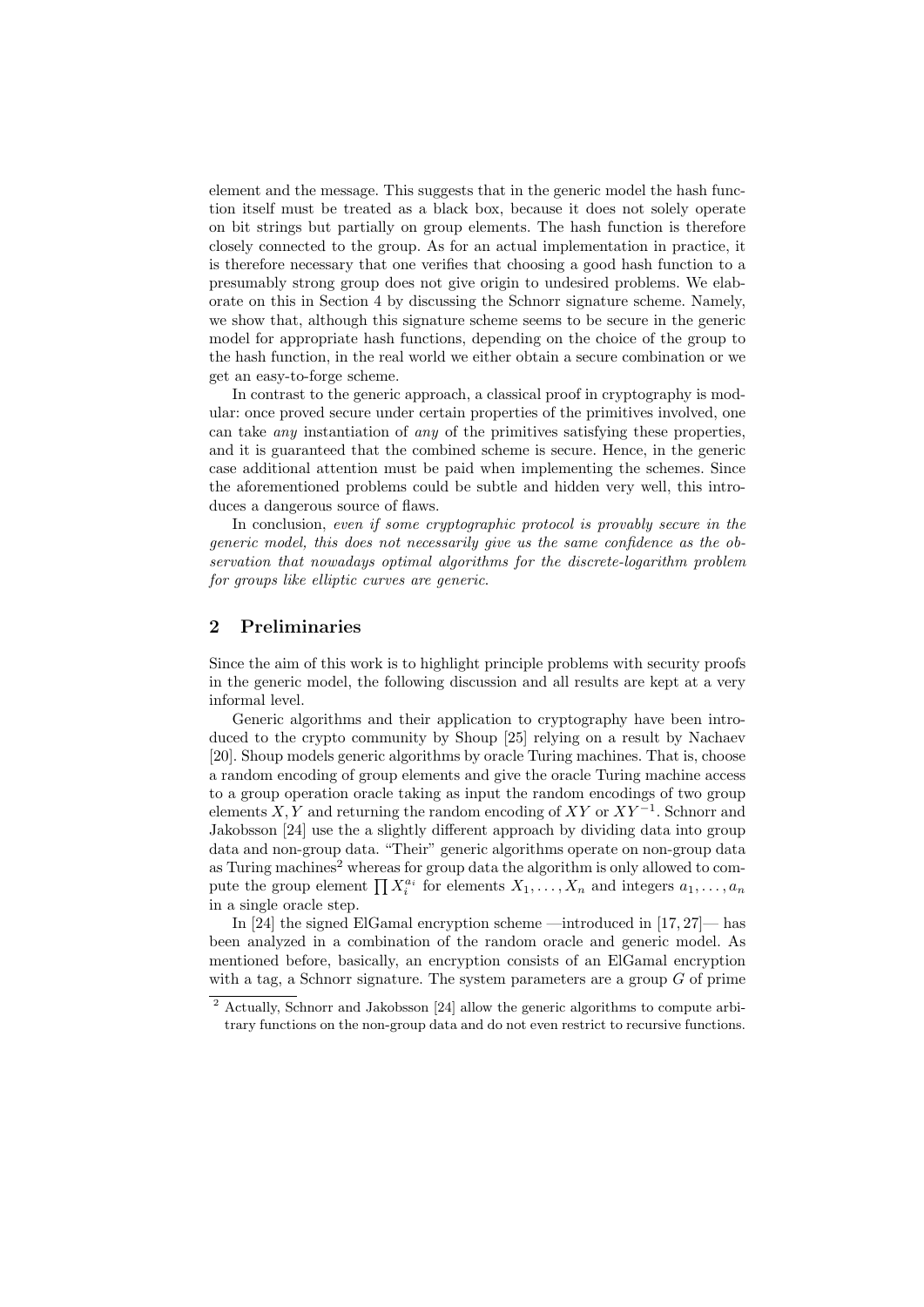element and the message. This suggests that in the generic model the hash function itself must be treated as a black box, because it does not solely operate on bit strings but partially on group elements. The hash function is therefore closely connected to the group. As for an actual implementation in practice, it is therefore necessary that one verifies that choosing a good hash function to a presumably strong group does not give origin to undesired problems. We elaborate on this in Section 4 by discussing the Schnorr signature scheme. Namely, we show that, although this signature scheme seems to be secure in the generic model for appropriate hash functions, depending on the choice of the group to the hash function, in the real world we either obtain a secure combination or we get an easy-to-forge scheme.

In contrast to the generic approach, a classical proof in cryptography is modular: once proved secure under certain properties of the primitives involved, one can take *any* instantiation of *any* of the primitives satisfying these properties, and it is guaranteed that the combined scheme is secure. Hence, in the generic case additional attention must be paid when implementing the schemes. Since the aforementioned problems could be subtle and hidden very well, this introduces a dangerous source of flaws.

In conclusion, *even if some cryptographic protocol is provably secure in the generic model, this does not necessarily give us the same confidence as the observation that nowadays optimal algorithms for the discrete-logarithm problem for groups like elliptic curves are generic*.

## 2 Preliminaries

Since the aim of this work is to highlight principle problems with security proofs in the generic model, the following discussion and all results are kept at a very informal level.

Generic algorithms and their application to cryptography have been introduced to the crypto community by Shoup [25] relying on a result by Nachaev [20]. Shoup models generic algorithms by oracle Turing machines. That is, choose a random encoding of group elements and give the oracle Turing machine access to a group operation oracle taking as input the random encodings of two group elements $X, Y$ and returning the random encoding of $XY$ or $XY^{-1}$. Schnorr and Jakobsson [24] use the a slightly different approach by dividing data into group data and non-group data. "Their" generic algorithms operate on non-group data as Turing machines[2] whereas for group data the algorithm is only allowed to compute the group element $\prod X_i^{a_i}$ for elements $X_1, \ldots, X_n$ and integers $a_1, \ldots, a_n$ in a single oracle step.

In [24] the signed ElGamal encryption scheme —introduced in [17, 27]— has been analyzed in a combination of the random oracle and generic model. As mentioned before, basically, an encryption consists of an ElGamal encryption with a tag, a Schnorr signature. The system parameters are a group $G$ of prime

[2] Actually, Schnorr and Jakobsson [24] allow the generic algorithms to compute arbitrary functions on the non-group data and do not even restrict to recursive functions.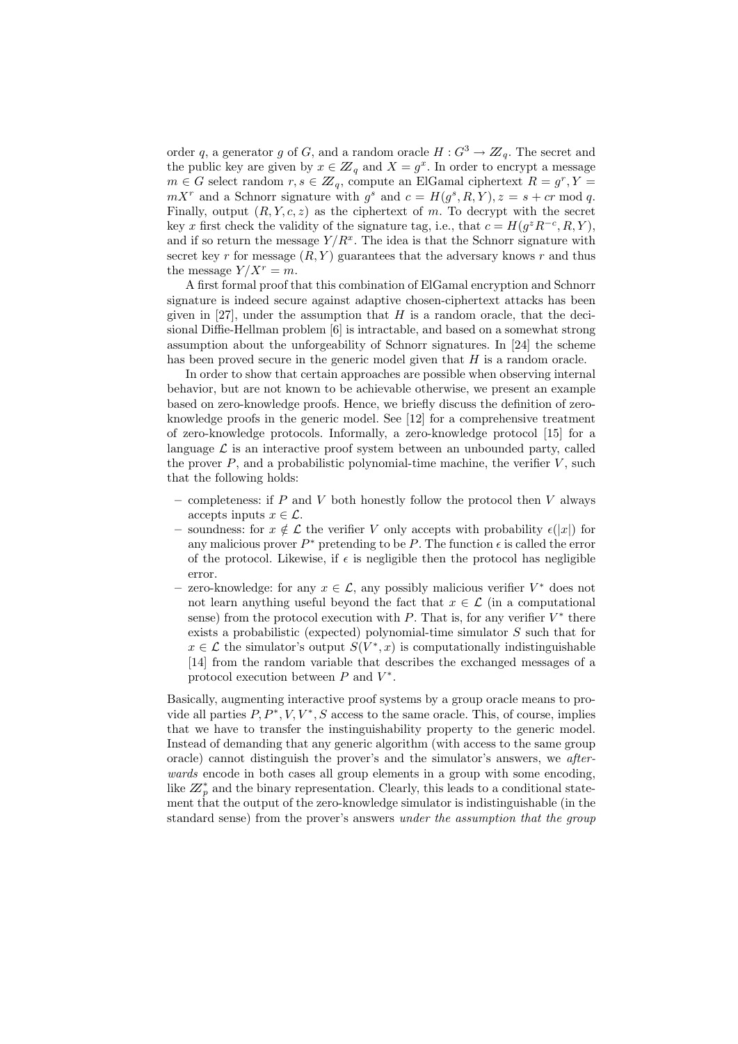order $q$, a generator $g$ of $G$, and a random oracle $H : G^3 \to \mathbb{Z}_q$. The secret and the public key are given by $x \in \mathbb{Z}_q$ and $X = g^x$. In order to encrypt a message $m \in G$ select random $r, s \in \mathbb{Z}_q$, compute an ElGamal ciphertext $R = g^r, Y = mX^r$ and a Schnorr signature with $g^s$ and $c = H(g^s, R, Y), z = s + cr \bmod q$. Finally, output $(R, Y, c, z)$ as the ciphertext of $m$. To decrypt with the secret key $x$ first check the validity of the signature tag, i.e., that $c = H(g^z R^{-c}, R, Y)$, and if so return the message $Y/R^x$. The idea is that the Schnorr signature with secret key $r$ for message $(R, Y)$ guarantees that the adversary knows $r$ and thus the message $Y/X^r = m$.

A first formal proof that this combination of ElGamal encryption and Schnorr signature is indeed secure against adaptive chosen-ciphertext attacks has been given in [27], under the assumption that $H$ is a random oracle, that the decisional Diffie-Hellman problem [6] is intractable, and based on a somewhat strong assumption about the unforgeability of Schnorr signatures. In [24] the scheme has been proved secure in the generic model given that $H$ is a random oracle.

In order to show that certain approaches are possible when observing internal behavior, but are not known to be achievable otherwise, we present an example based on zero-knowledge proofs. Hence, we briefly discuss the definition of zero-knowledge proofs in the generic model. See [12] for a comprehensive treatment of zero-knowledge protocols. Informally, a zero-knowledge protocol [15] for a language $\mathcal{L}$ is an interactive proof system between an unbounded party, called the prover $P$, and a probabilistic polynomial-time machine, the verifier $V$, such that the following holds:

- completeness: if $P$ and $V$ both honestly follow the protocol then $V$ always accepts inputs $x \in \mathcal{L}$.
- soundness: for $x \notin \mathcal{L}$ the verifier $V$ only accepts with probability $\epsilon(|x|)$ for any malicious prover $P^*$ pretending to be $P$. The function $\epsilon$ is called the error of the protocol. Likewise, if $\epsilon$ is negligible then the protocol has negligible error.
- zero-knowledge: for any $x \in \mathcal{L}$, any possibly malicious verifier $V^*$ does not not learn anything useful beyond the fact that $x \in \mathcal{L}$ (in a computational sense) from the protocol execution with $P$. That is, for any verifier $V^*$ there exists a probabilistic (expected) polynomial-time simulator $S$ such that for $x \in \mathcal{L}$ the simulator's output $S(V^*, x)$ is computationally indistinguishable [14] from the random variable that describes the exchanged messages of a protocol execution between $P$ and $V^*$.

Basically, augmenting interactive proof systems by a group oracle means to provide all parties $P, P^*, V, V^*, S$ access to the same oracle. This, of course, implies that we have to transfer the instinguishability property to the generic model. Instead of demanding that any generic algorithm (with access to the same group oracle) cannot distinguish the prover's and the simulator's answers, we *afterwards* encode in both cases all group elements in a group with some encoding, like $\mathbb{Z}_p^*$ and the binary representation. Clearly, this leads to a conditional statement that the output of the zero-knowledge simulator is indistinguishable (in the standard sense) from the prover's answers *under the assumption that the group*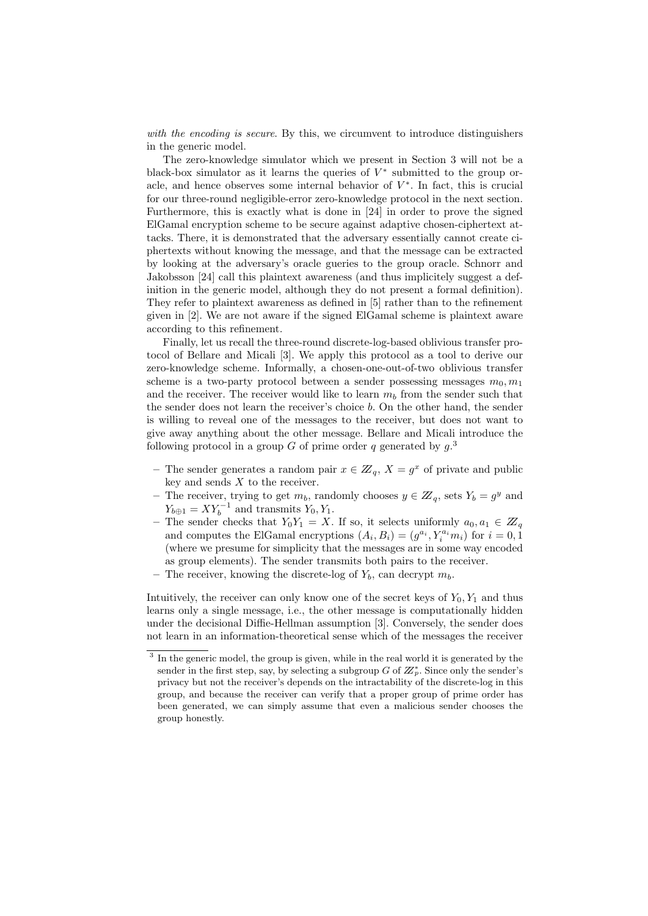*with the encoding is secure*. By this, we circumvent to introduce distinguishers in the generic model.

The zero-knowledge simulator which we present in Section 3 will not be a black-box simulator as it learns the queries of $V^*$ submitted to the group oracle, and hence observes some internal behavior of $V^*$. In fact, this is crucial for our three-round negligible-error zero-knowledge protocol in the next section. Furthermore, this is exactly what is done in [24] in order to prove the signed ElGamal encryption scheme to be secure against adaptive chosen-ciphertext attacks. There, it is demonstrated that the adversary essentially cannot create ciphertexts without knowing the message, and that the message can be extracted by looking at the adversary's oracle gueries to the group oracle. Schnorr and Jakobsson [24] call this plaintext awareness (and thus implicitely suggest a definition in the generic model, although they do not present a formal definition). They refer to plaintext awareness as defined in [5] rather than to the refinement given in [2]. We are not aware if the signed ElGamal scheme is plaintext aware according to this refinement.

Finally, let us recall the three-round discrete-log-based oblivious transfer protocol of Bellare and Micali [3]. We apply this protocol as a tool to derive our zero-knowledge scheme. Informally, a chosen-one-out-of-two oblivious transfer scheme is a two-party protocol between a sender possessing messages $m_0, m_1$ and the receiver. The receiver would like to learn $m_b$ from the sender such that the sender does not learn the receiver's choice $b$. On the other hand, the sender is willing to reveal one of the messages to the receiver, but does not want to give away anything about the other message. Bellare and Micali introduce the following protocol in a group $G$ of prime order $q$ generated by $g$.[3]

- The sender generates a random pair $x \in \mathbb{Z}_q$, $X = g^x$ of private and public key and sends $X$ to the receiver.
- The receiver, trying to get $m_b$, randomly chooses $y \in \mathbb{Z}_q$, sets $Y_b = g^y$ and $Y_{b\oplus 1} = XY_b^{-1}$ and transmits $Y_0, Y_1$.
- The sender checks that $Y_0 Y_1 = X$. If so, it selects uniformly $a_0, a_1 \in \mathbb{Z}_q$ and computes the ElGamal encryptions $(A_i, B_i) = (g^{a_i}, Y_i^{a_i} m_i)$ for $i = 0, 1$ (where we presume for simplicity that the messages are in some way encoded as group elements). The sender transmits both pairs to the receiver.
- The receiver, knowing the discrete-log of $Y_b$, can decrypt $m_b$.

Intuitively, the receiver can only know one of the secret keys of $Y_0, Y_1$ and thus learns only a single message, i.e., the other message is computationally hidden under the decisional Diffie-Hellman assumption [3]. Conversely, the sender does not learn in an information-theoretical sense which of the messages the receiver

[3] In the generic model, the group is given, while in the real world it is generated by the sender in the first step, say, by selecting a subgroup $G$ of $\mathbb{Z}_p^*$. Since only the sender's privacy but not the receiver's depends on the intractability of the discrete-log in this group, and because the receiver can verify that a proper group of prime order has been generated, we can simply assume that even a malicious sender chooses the group honestly.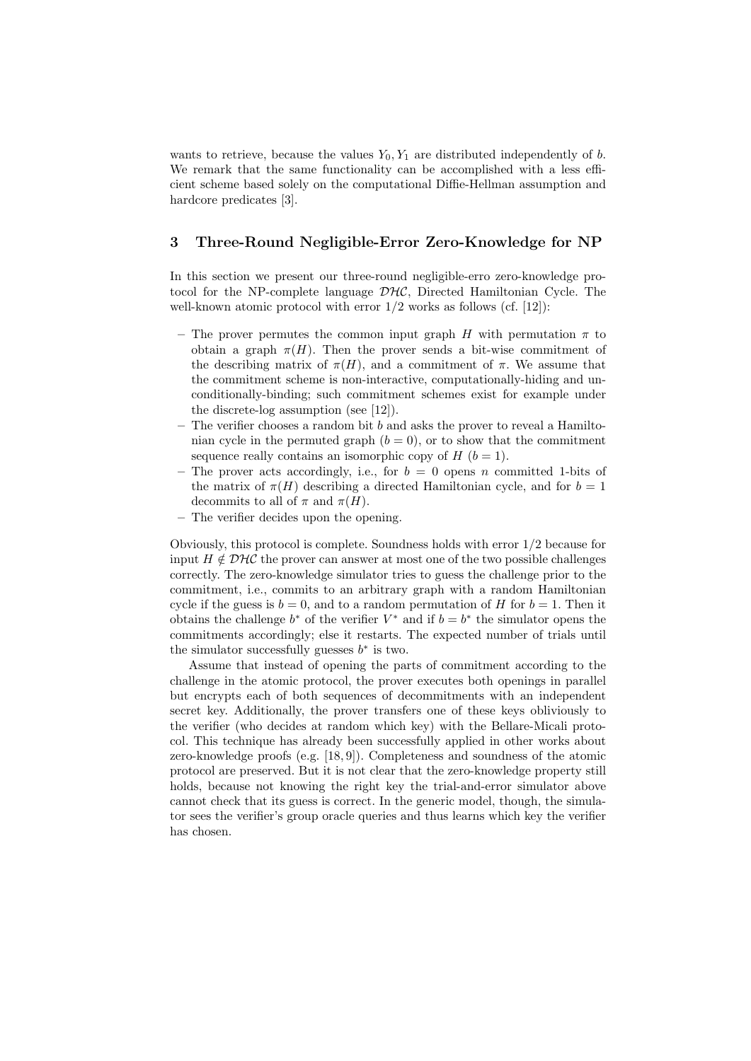wants to retrieve, because the values $Y_0, Y_1$ are distributed independently of $b$. We remark that the same functionality can be accomplished with a less efficient scheme based solely on the computational Diffie-Hellman assumption and hardcore predicates [3].

## 3 Three-Round Negligible-Error Zero-Knowledge for NP

In this section we present our three-round negligible-erro zero-knowledge protocol for the NP-complete language $\mathcal{DHC}$, Directed Hamiltonian Cycle. The well-known atomic protocol with error 1/2 works as follows (cf. [12]):

- The prover permutes the common input graph $H$ with permutation $\pi$ to obtain a graph $\pi(H)$. Then the prover sends a bit-wise commitment of the describing matrix of $\pi(H)$, and a commitment of $\pi$. We assume that the commitment scheme is non-interactive, computationally-hiding and unconditionally-binding; such commitment schemes exist for example under the discrete-log assumption (see [12]).
- The verifier chooses a random bit $b$ and asks the prover to reveal a Hamiltonian cycle in the permuted graph ($b = 0$), or to show that the commitment sequence really contains an isomorphic copy of $H$ ($b = 1$).
- The prover acts accordingly, i.e., for $b = 0$ opens $n$ committed 1-bits of the matrix of $\pi(H)$ describing a directed Hamiltonian cycle, and for $b = 1$ decommits to all of $\pi$ and $\pi(H)$.
- The verifier decides upon the opening.

Obviously, this protocol is complete. Soundness holds with error 1/2 because for input $H \notin \mathcal{DHC}$ the prover can answer at most one of the two possible challenges correctly. The zero-knowledge simulator tries to guess the challenge prior to the commitment, i.e., commits to an arbitrary graph with a random Hamiltonian cycle if the guess is $b = 0$, and to a random permutation of $H$ for $b = 1$. Then it obtains the challenge $b^*$ of the verifier $V^*$ and if $b = b^*$ the simulator opens the commitments accordingly; else it restarts. The expected number of trials until the simulator successfully guesses $b^*$ is two.

Assume that instead of opening the parts of commitment according to the challenge in the atomic protocol, the prover executes both openings in parallel but encrypts each of both sequences of decommitments with an independent secret key. Additionally, the prover transfers one of these keys obliviously to the verifier (who decides at random which key) with the Bellare-Micali protocol. This technique has already been successfully applied in other works about zero-knowledge proofs (e.g. [18, 9]). Completeness and soundness of the atomic protocol are preserved. But it is not clear that the zero-knowledge property still holds, because not knowing the right key the trial-and-error simulator above cannot check that its guess is correct. In the generic model, though, the simulator sees the verifier's group oracle queries and thus learns which key the verifier has chosen.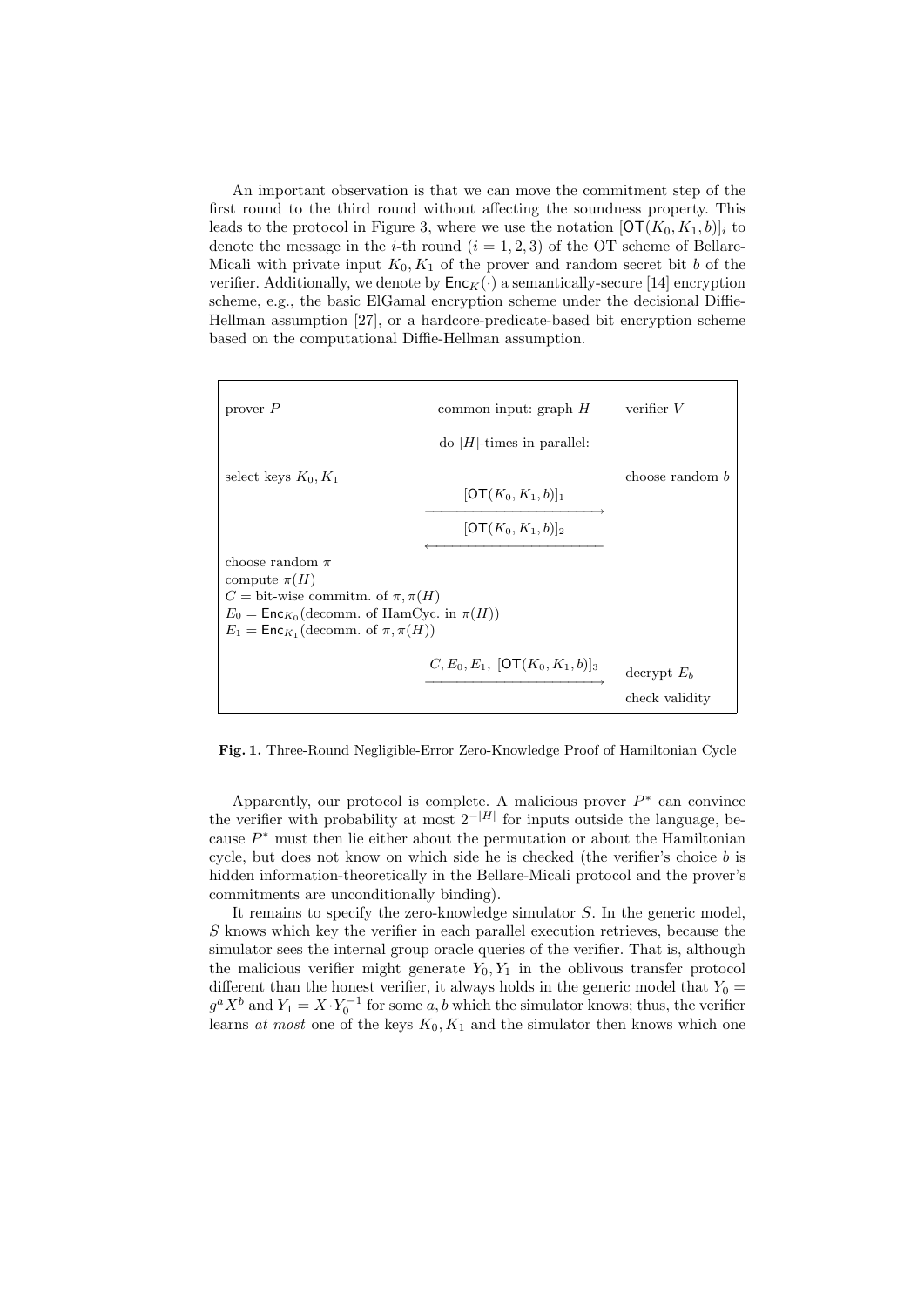An important observation is that we can move the commitment step of the first round to the third round without affecting the soundness property. This leads to the protocol in Figure 3, where we use the notation $[\mathsf{OT}(K_0, K_1, b)]_i$ to denote the message in the $i$-th round ($i = 1, 2, 3$) of the OT scheme of Bellare-Micali with private input $K_0, K_1$ of the prover and random secret bit $b$ of the verifier. Additionally, we denote by $\mathsf{Enc}_K(\cdot)$ a semantically-secure [14] encryption scheme, e.g., the basic ElGamal encryption scheme under the decisional Diffie-Hellman assumption [27], or a hardcore-predicate-based bit encryption scheme based on the computational Diffie-Hellman assumption.

| prover $P$ | common input: graph $H$ | verifier $V$ |
|---|---|---|
| | do $\lvert H\rvert$-times in parallel: | |
| select keys $K_0, K_1$ | $[\mathsf{OT}(K_0, K_1, b)]_1$ $\longrightarrow$ | choose random $b$ |
| | $\longleftarrow$ $[\mathsf{OT}(K_0, K_1, b)]_2$ | |
| choose random $\pi$<br>compute $\pi(H)$<br>$C =$ bit-wise commitm. of $\pi, \pi(H)$<br>$E_0 = \mathsf{Enc}_{K_0}$(decomm. of HamCyc. in $\pi(H)$)<br>$E_1 = \mathsf{Enc}_{K_1}$(decomm. of $\pi, \pi(H)$) | | |
| | $C, E_0, E_1,\ [\mathsf{OT}(K_0, K_1, b)]_3$ $\longrightarrow$ | decrypt $E_b$<br>check validity |

**Fig. 1.** Three-Round Negligible-Error Zero-Knowledge Proof of Hamiltonian Cycle

Apparently, our protocol is complete. A malicious prover $P^*$ can convince the verifier with probability at most $2^{-|H|}$ for inputs outside the language, because $P^*$ must then lie either about the permutation or about the Hamiltonian cycle, but does not know on which side he is checked (the verifier's choice $b$ is hidden information-theoretically in the Bellare-Micali protocol and the prover's commitments are unconditionally binding).

It remains to specify the zero-knowledge simulator $S$. In the generic model, $S$ knows which key the verifier in each parallel execution retrieves, because the simulator sees the internal group oracle queries of the verifier. That is, although the malicious verifier might generate $Y_0, Y_1$ in the oblivous transfer protocol different than the honest verifier, it always holds in the generic model that $Y_0 = g^a X^b$ and $Y_1 = X \cdot Y_0^{-1}$ for some $a, b$ which the simulator knows; thus, the verifier learns *at most* one of the keys $K_0, K_1$ and the simulator then knows which one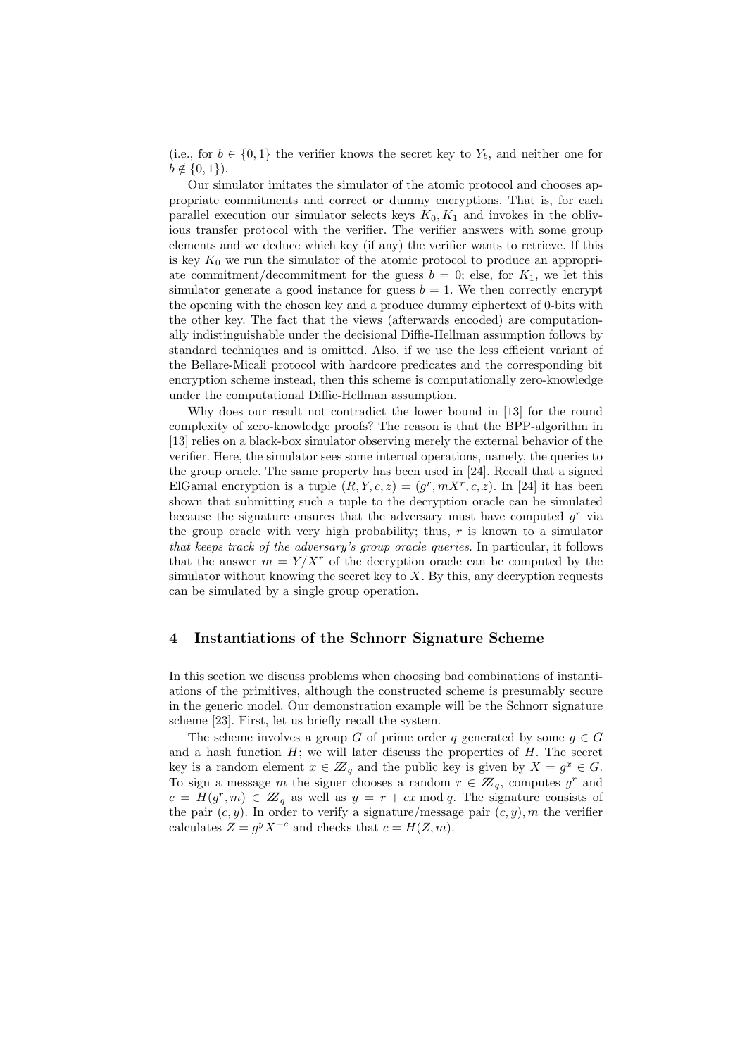(i.e., for $b \in \{0,1\}$ the verifier knows the secret key to $Y_b$, and neither one for $b \notin \{0,1\}$).

Our simulator imitates the simulator of the atomic protocol and chooses appropriate commitments and correct or dummy encryptions. That is, for each parallel execution our simulator selects keys $K_0, K_1$ and invokes in the oblivious transfer protocol with the verifier. The verifier answers with some group elements and we deduce which key (if any) the verifier wants to retrieve. If this is key $K_0$ we run the simulator of the atomic protocol to produce an appropriate commitment/decommitment for the guess $b = 0$; else, for $K_1$, we let this simulator generate a good instance for guess $b = 1$. We then correctly encrypt the opening with the chosen key and a produce dummy ciphertext of 0-bits with the other key. The fact that the views (afterwards encoded) are computationally indistinguishable under the decisional Diffie-Hellman assumption follows by standard techniques and is omitted. Also, if we use the less efficient variant of the Bellare-Micali protocol with hardcore predicates and the corresponding bit encryption scheme instead, then this scheme is computationally zero-knowledge under the computational Diffie-Hellman assumption.

Why does our result not contradict the lower bound in [13] for the round complexity of zero-knowledge proofs? The reason is that the BPP-algorithm in [13] relies on a black-box simulator observing merely the external behavior of the verifier. Here, the simulator sees some internal operations, namely, the queries to the group oracle. The same property has been used in [24]. Recall that a signed ElGamal encryption is a tuple $(R, Y, c, z) = (g^r, mX^r, c, z)$. In [24] it has been shown that submitting such a tuple to the decryption oracle can be simulated because the signature ensures that the adversary must have computed $g^r$ via the group oracle with very high probability; thus, $r$ is known to a simulator *that keeps track of the adversary's group oracle queries*. In particular, it follows that the answer $m = Y/X^r$ of the decryption oracle can be computed by the simulator without knowing the secret key to $X$. By this, any decryption requests can be simulated by a single group operation.

## 4 Instantiations of the Schnorr Signature Scheme

In this section we discuss problems when choosing bad combinations of instantiations of the primitives, although the constructed scheme is presumably secure in the generic model. Our demonstration example will be the Schnorr signature scheme [23]. First, let us briefly recall the system.

The scheme involves a group $G$ of prime order $q$ generated by some $g \in G$ and a hash function $H$; we will later discuss the properties of $H$. The secret key is a random element $x \in \mathbb{Z}_q$ and the public key is given by $X = g^x \in G$. To sign a message $m$ the signer chooses a random $r \in \mathbb{Z}_q$, computes $g^r$ and $c = H(g^r, m) \in \mathbb{Z}_q$ as well as $y = r + cx \bmod q$. The signature consists of the pair $(c, y)$. In order to verify a signature/message pair $(c, y), m$ the verifier calculates $Z = g^y X^{-c}$ and checks that $c = H(Z, m)$.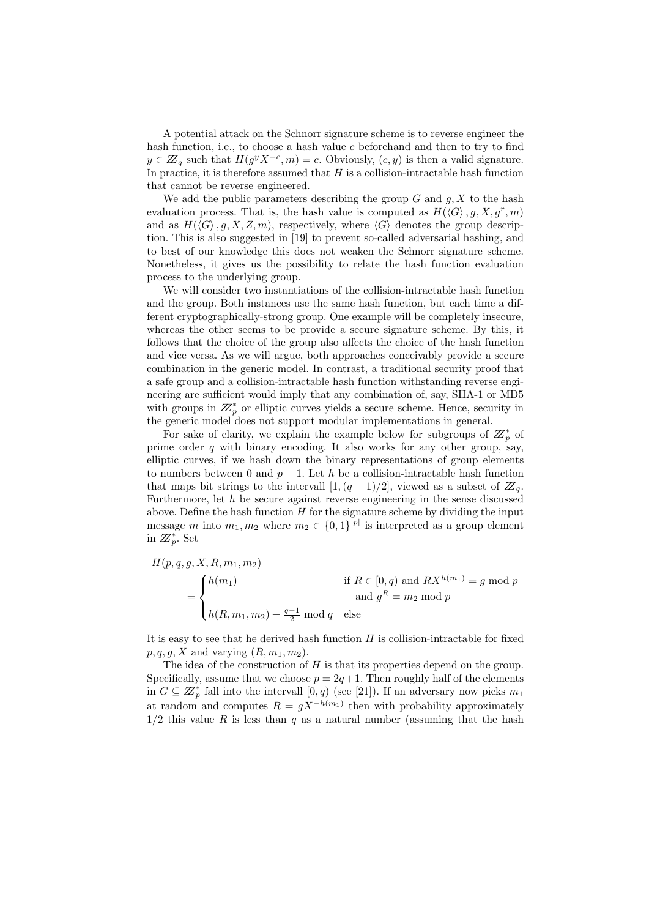A potential attack on the Schnorr signature scheme is to reverse engineer the hash function, i.e., to choose a hash value $c$ beforehand and then to try to find $y \in \mathbb{Z}_q$ such that $H(g^y X^{-c}, m) = c$. Obviously, $(c, y)$ is then a valid signature. In practice, it is therefore assumed that $H$ is a collision-intractable hash function that cannot be reverse engineered.

We add the public parameters describing the group $G$ and $g, X$ to the hash evaluation process. That is, the hash value is computed as $H(\langle G \rangle, g, X, g^r, m)$ and as $H(\langle G \rangle, g, X, Z, m)$, respectively, where $\langle G \rangle$ denotes the group description. This is also suggested in [19] to prevent so-called adversarial hashing, and to best of our knowledge this does not weaken the Schnorr signature scheme. Nonetheless, it gives us the possibility to relate the hash function evaluation process to the underlying group.

We will consider two instantiations of the collision-intractable hash function and the group. Both instances use the same hash function, but each time a different cryptographically-strong group. One example will be completely insecure, whereas the other seems to be provide a secure signature scheme. By this, it follows that the choice of the group also affects the choice of the hash function and vice versa. As we will argue, both approaches conceivably provide a secure combination in the generic model. In contrast, a traditional security proof that a safe group and a collision-intractable hash function withstanding reverse engineering are sufficient would imply that any combination of, say, SHA-1 or MD5 with groups in $\mathbb{Z}_p^*$ or elliptic curves yields a secure scheme. Hence, security in the generic model does not support modular implementations in general.

For sake of clarity, we explain the example below for subgroups of $\mathbb{Z}_p^*$ of prime order $q$ with binary encoding. It also works for any other group, say, elliptic curves, if we hash down the binary representations of group elements to numbers between 0 and $p-1$. Let $h$ be a collision-intractable hash function that maps bit strings to the intervall $[1, (q-1)/2]$, viewed as a subset of $\mathbb{Z}_q$. Furthermore, let $h$ be secure against reverse engineering in the sense discussed above. Define the hash function $H$ for the signature scheme by dividing the input message $m$ into $m_1, m_2$ where $m_2 \in \{0,1\}^{|p|}$ is interpreted as a group element in $\mathbb{Z}_p^*$. Set

$$
H(p, q, g, X, R, m_1, m_2) = \begin{cases} h(m_1) & \text{if } R \in [0, q) \text{ and } RX^{h(m_1)} = g \bmod p \\ & \quad \text{and } g^R = m_2 \bmod p \\ h(R, m_1, m_2) + \frac{q-1}{2} \bmod q & \text{else} \end{cases}
$$

It is easy to see that he derived hash function $H$ is collision-intractable for fixed $p, q, g, X$ and varying $(R, m_1, m_2)$.

The idea of the construction of $H$ is that its properties depend on the group. Specifically, assume that we choose $p = 2q+1$. Then roughly half of the elements in $G \subseteq \mathbb{Z}_p^*$ fall into the intervall $[0, q)$ (see [21]). If an adversary now picks $m_1$ at random and computes $R = gX^{-h(m_1)}$ then with probability approximately $1/2$ this value $R$ is less than $q$ as a natural number (assuming that the hash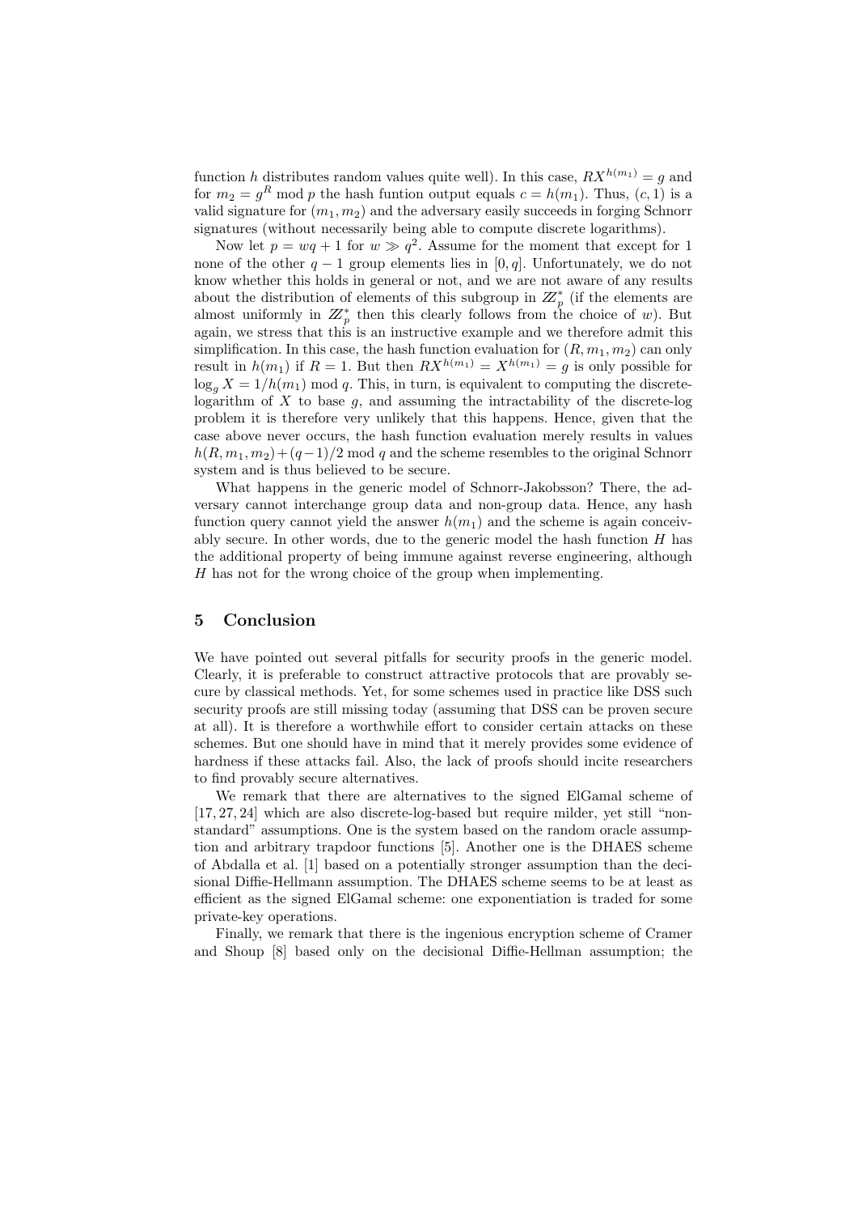function $h$ distributes random values quite well). In this case, $RX^{h(m_1)} = g$ and for $m_2 = g^R \bmod p$ the hash funtion output equals $c = h(m_1)$. Thus, $(c, 1)$ is a valid signature for $(m_1, m_2)$ and the adversary easily succeeds in forging Schnorr signatures (without necessarily being able to compute discrete logarithms).

Now let $p = wq + 1$ for $w \gg q^2$. Assume for the moment that except for 1 none of the other $q - 1$ group elements lies in $[0, q]$. Unfortunately, we do not know whether this holds in general or not, and we are not aware of any results about the distribution of elements of this subgroup in $\mathbb{Z}_p^*$ (if the elements are almost uniformly in $\mathbb{Z}_p^*$ then this clearly follows from the choice of $w$). But again, we stress that this is an instructive example and we therefore admit this simplification. In this case, the hash function evaluation for $(R, m_1, m_2)$ can only result in $h(m_1)$ if $R = 1$. But then $RX^{h(m_1)} = X^{h(m_1)} = g$ is only possible for $\log_g X = 1/h(m_1) \bmod q$. This, in turn, is equivalent to computing the discrete-logarithm of $X$ to base $g$, and assuming the intractability of the discrete-log problem it is therefore very unlikely that this happens. Hence, given that the case above never occurs, the hash function evaluation merely results in values $h(R, m_1, m_2) + (q-1)/2 \bmod q$ and the scheme resembles to the original Schnorr system and is thus believed to be secure.

What happens in the generic model of Schnorr-Jakobsson? There, the adversary cannot interchange group data and non-group data. Hence, any hash function query cannot yield the answer $h(m_1)$ and the scheme is again conceivably secure. In other words, due to the generic model the hash function $H$ has the additional property of being immune against reverse engineering, although $H$ has not for the wrong choice of the group when implementing.

## 5 Conclusion

We have pointed out several pitfalls for security proofs in the generic model. Clearly, it is preferable to construct attractive protocols that are provably secure by classical methods. Yet, for some schemes used in practice like DSS such security proofs are still missing today (assuming that DSS can be proven secure at all). It is therefore a worthwhile effort to consider certain attacks on these schemes. But one should have in mind that it merely provides some evidence of hardness if these attacks fail. Also, the lack of proofs should incite researchers to find provably secure alternatives.

We remark that there are alternatives to the signed ElGamal scheme of [17, 27, 24] which are also discrete-log-based but require milder, yet still "non-standard" assumptions. One is the system based on the random oracle assumption and arbitrary trapdoor functions [5]. Another one is the DHAES scheme of Abdalla et al. [1] based on a potentially stronger assumption than the decisional Diffie-Hellmann assumption. The DHAES scheme seems to be at least as efficient as the signed ElGamal scheme: one exponentiation is traded for some private-key operations.

Finally, we remark that there is the ingenious encryption scheme of Cramer and Shoup [8] based only on the decisional Diffie-Hellman assumption; the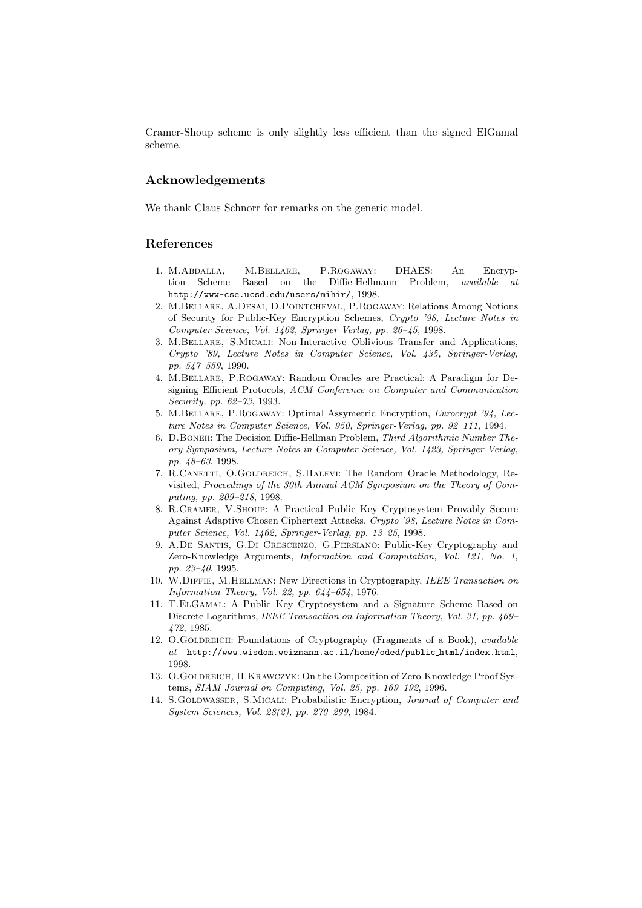Cramer-Shoup scheme is only slightly less efficient than the signed ElGamal scheme.

## Acknowledgements

We thank Claus Schnorr for remarks on the generic model.

## References

1. M.Abdalla, M.Bellare, P.Rogaway: DHAES: An Encryption Scheme Based on the Diffie-Hellmann Problem, *available at* http://www-cse.ucsd.edu/users/mihir/, 1998.
2. M.Bellare, A.Desai, D.Pointcheval, P.Rogaway: Relations Among Notions of Security for Public-Key Encryption Schemes, *Crypto '98, Lecture Notes in Computer Science, Vol. 1462, Springer-Verlag, pp. 26–45*, 1998.
3. M.Bellare, S.Micali: Non-Interactive Oblivious Transfer and Applications, *Crypto '89, Lecture Notes in Computer Science, Vol. 435, Springer-Verlag, pp. 547–559*, 1990.
4. M.Bellare, P.Rogaway: Random Oracles are Practical: A Paradigm for Designing Efficient Protocols, *ACM Conference on Computer and Communication Security, pp. 62–73*, 1993.
5. M.Bellare, P.Rogaway: Optimal Assymetric Encryption, *Eurocrypt '94, Lecture Notes in Computer Science, Vol. 950, Springer-Verlag, pp. 92–111*, 1994.
6. D.Boneh: The Decision Diffie-Hellman Problem, *Third Algorithmic Number Theory Symposium, Lecture Notes in Computer Science, Vol. 1423, Springer-Verlag, pp. 48–63*, 1998.
7. R.Canetti, O.Goldreich, S.Halevi: The Random Oracle Methodology, Revisited, *Proceedings of the 30th Annual ACM Symposium on the Theory of Computing, pp. 209–218*, 1998.
8. R.Cramer, V.Shoup: A Practical Public Key Cryptosystem Provably Secure Against Adaptive Chosen Ciphertext Attacks, *Crypto '98, Lecture Notes in Computer Science, Vol. 1462, Springer-Verlag, pp. 13–25*, 1998.
9. A.De Santis, G.Di Crescenzo, G.Persiano: Public-Key Cryptography and Zero-Knowledge Arguments, *Information and Computation, Vol. 121, No. 1, pp. 23–40*, 1995.
10. W.Diffie, M.Hellman: New Directions in Cryptography, *IEEE Transaction on Information Theory, Vol. 22, pp. 644–654*, 1976.
11. T.ElGamal: A Public Key Cryptosystem and a Signature Scheme Based on Discrete Logarithms, *IEEE Transaction on Information Theory, Vol. 31, pp. 469–472*, 1985.
12. O.Goldreich: Foundations of Cryptography (Fragments of a Book), *available at* http://www.wisdom.weizmann.ac.il/home/oded/public_html/index.html, 1998.
13. O.Goldreich, H.Krawczyk: On the Composition of Zero-Knowledge Proof Systems, *SIAM Journal on Computing, Vol. 25, pp. 169–192*, 1996.
14. S.Goldwasser, S.Micali: Probabilistic Encryption, *Journal of Computer and System Sciences, Vol. 28(2), pp. 270–299*, 1984.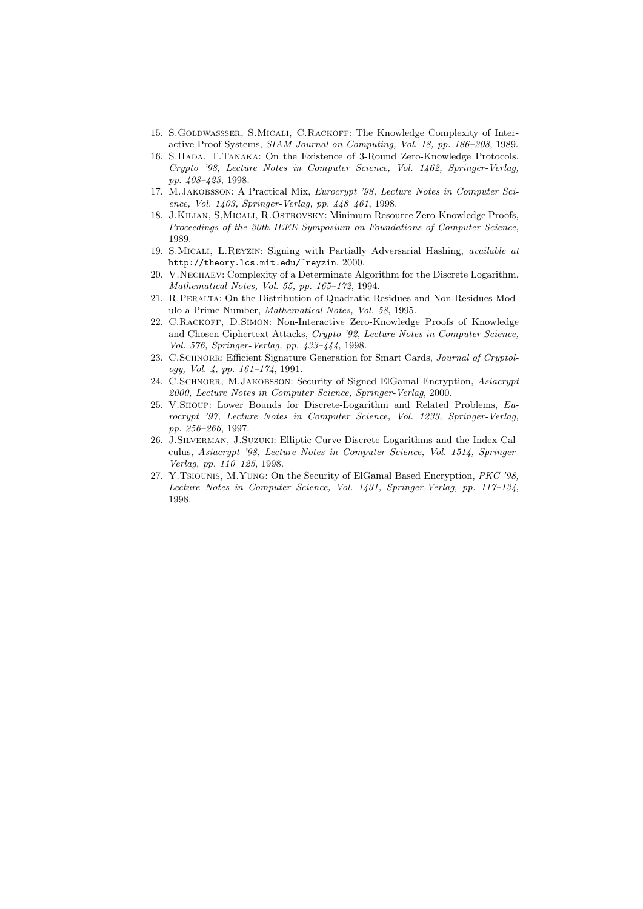15. S.Goldwassser, S.Micali, C.Rackoff: The Knowledge Complexity of Interactive Proof Systems, *SIAM Journal on Computing, Vol. 18, pp. 186–208*, 1989.
16. S.Hada, T.Tanaka: On the Existence of 3-Round Zero-Knowledge Protocols, *Crypto '98, Lecture Notes in Computer Science, Vol. 1462, Springer-Verlag, pp. 408–423*, 1998.
17. M.Jakobsson: A Practical Mix, *Eurocrypt '98, Lecture Notes in Computer Science, Vol. 1403, Springer-Verlag, pp. 448–461*, 1998.
18. J.Kilian, S,Micali, R.Ostrovsky: Minimum Resource Zero-Knowledge Proofs, *Proceedings of the 30th IEEE Symposium on Foundations of Computer Science*, 1989.
19. S.Micali, L.Reyzin: Signing with Partially Adversarial Hashing, *available at* `http://theory.lcs.mit.edu/~reyzin`, 2000.
20. V.Nechaev: Complexity of a Determinate Algorithm for the Discrete Logarithm, *Mathematical Notes, Vol. 55, pp. 165–172*, 1994.
21. R.Peralta: On the Distribution of Quadratic Residues and Non-Residues Modulo a Prime Number, *Mathematical Notes, Vol. 58*, 1995.
22. C.Rackoff, D.Simon: Non-Interactive Zero-Knowledge Proofs of Knowledge and Chosen Ciphertext Attacks, *Crypto '92, Lecture Notes in Computer Science, Vol. 576, Springer-Verlag, pp. 433–444*, 1998.
23. C.Schnorr: Efficient Signature Generation for Smart Cards, *Journal of Cryptology, Vol. 4, pp. 161–174*, 1991.
24. C.Schnorr, M.Jakobsson: Security of Signed ElGamal Encryption, *Asiacrypt 2000, Lecture Notes in Computer Science, Springer-Verlag*, 2000.
25. V.Shoup: Lower Bounds for Discrete-Logarithm and Related Problems, *Eurocrypt '97, Lecture Notes in Computer Science, Vol. 1233, Springer-Verlag, pp. 256–266*, 1997.
26. J.Silverman, J.Suzuki: Elliptic Curve Discrete Logarithms and the Index Calculus, *Asiacrypt '98, Lecture Notes in Computer Science, Vol. 1514, Springer-Verlag, pp. 110–125*, 1998.
27. Y.Tsiounis, M.Yung: On the Security of ElGamal Based Encryption, *PKC '98, Lecture Notes in Computer Science, Vol. 1431, Springer-Verlag, pp. 117–134*, 1998.